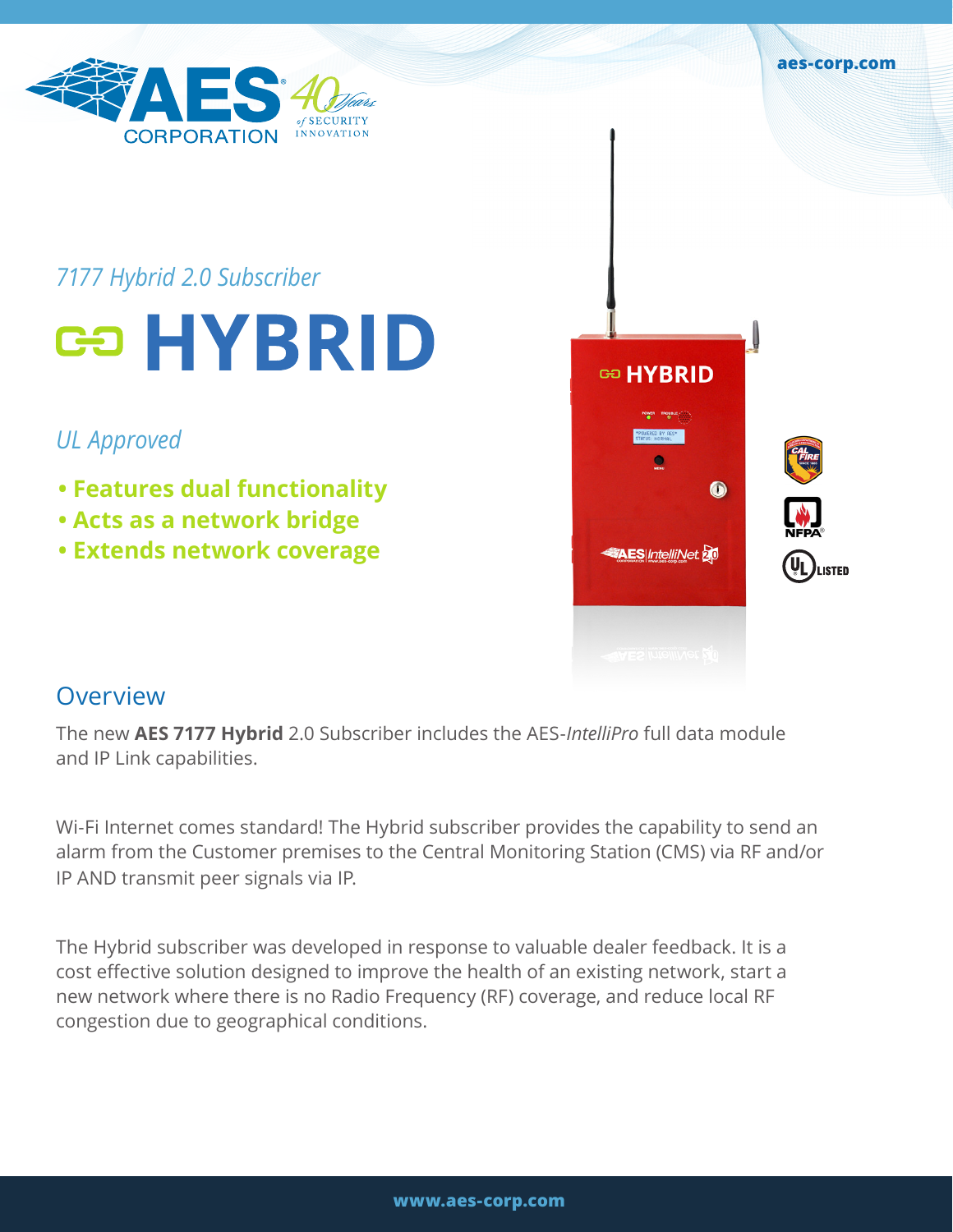*7177 Hybrid 2.0 Subscriber*

# HYBRID

*UL Approved*

- **Features dual functionality**
- **Acts as a network bridge**
- **Extends network coverage**

## Overview

The new **AES 7177 Hybrid** 2.0 Subscriber includes the AES-*IntelliPro* full data module and IP Link capabilities.

Wi-Fi Internet comes standard! The Hybrid subscriber provides the capability to send an alarm from the Customer premises to the Central Monitoring Station (CMS) via RF and/or IP AND transmit peer signals via IP.

The Hybrid subscriber was developed in response to valuable dealer feedback. It is a cost effective solution designed to improve the health of an existing network, start a new network where there is no Radio Frequency (RF) coverage, and reduce local RF congestion due to geographical conditions.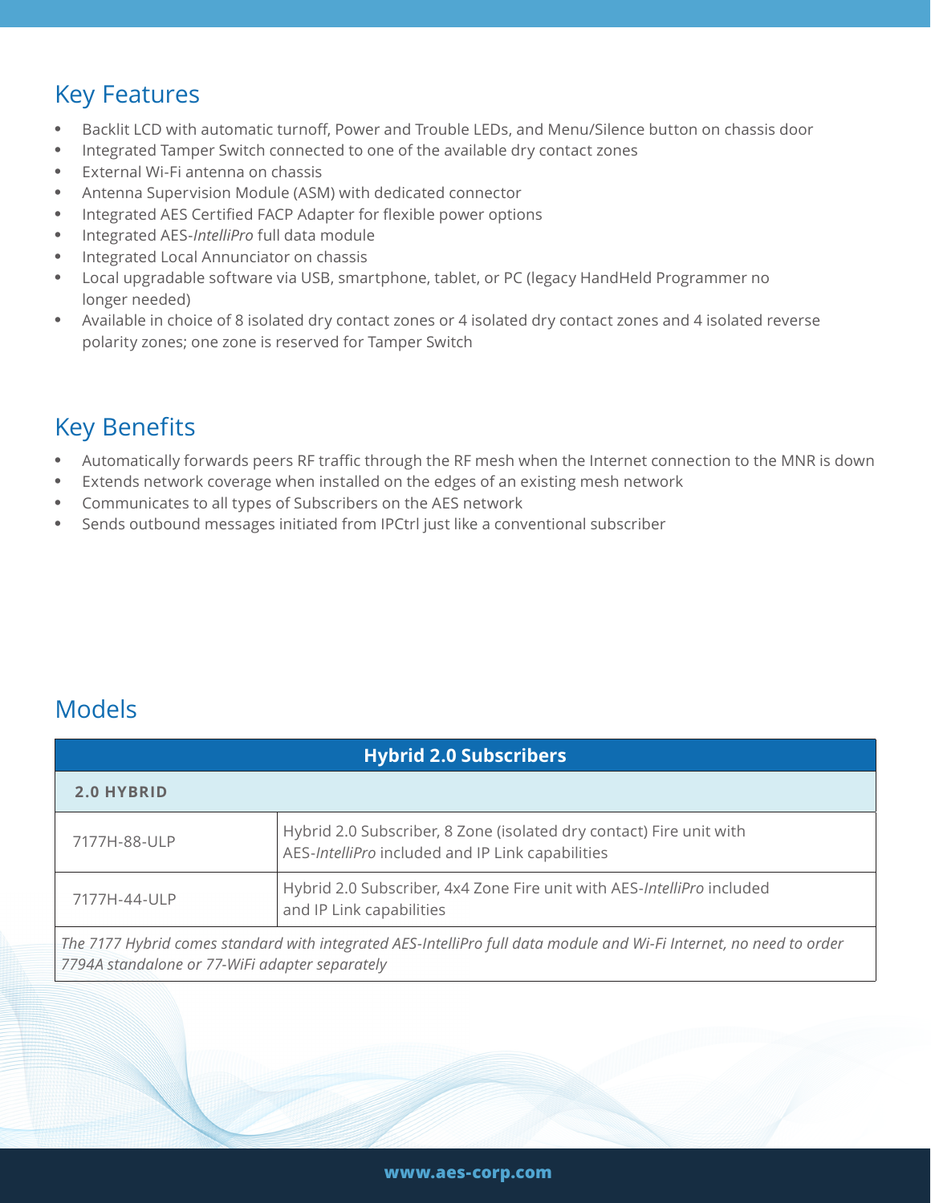## Key Features

- Backlit LCD with automatic turnoff, Power and Trouble LEDs, and Menu/Silence button on chassis door
- Integrated Tamper Switch connected to one of the available dry contact zones
- External Wi-Fi antenna on chassis
- Antenna Supervision Module (ASM) with dedicated connector
- Integrated AES Certified FACP Adapter for flexible power options
- Integrated AES-*IntelliPro* full data module
- Integrated Local Annunciator on chassis
- Local upgradable software via USB, smartphone, tablet, or PC (legacy HandHeld Programmer no longer needed)
- Available in choice of 8 isolated dry contact zones or 4 isolated dry contact zones and 4 isolated reverse polarity zones; one zone is reserved for Tamper Switch

## Key Benefits

- Automatically forwards peers RF traffic through the RF mesh when the Internet connection to the MNR is down
- Extends network coverage when installed on the edges of an existing mesh network
- Communicates to all types of Subscribers on the AES network
- Sends outbound messages initiated from IPCtrl just like a conventional subscriber

## Models

| Hybrid 2.0 Subscribers | |
|---|---|
| **2.0 HYBRID** | |
| 7177H-88-ULP | Hybrid 2.0 Subscriber, 8 Zone (isolated dry contact) Fire unit with AES-*IntelliPro* included and IP Link capabilities |
| 7177H-44-ULP | Hybrid 2.0 Subscriber, 4x4 Zone Fire unit with AES-*IntelliPro* included and IP Link capabilities |
| *The 7177 Hybrid comes standard with integrated AES-IntelliPro full data module and Wi-Fi Internet, no need to order 7794A standalone or 77-WiFi adapter separately* | |

www.aes-corp.com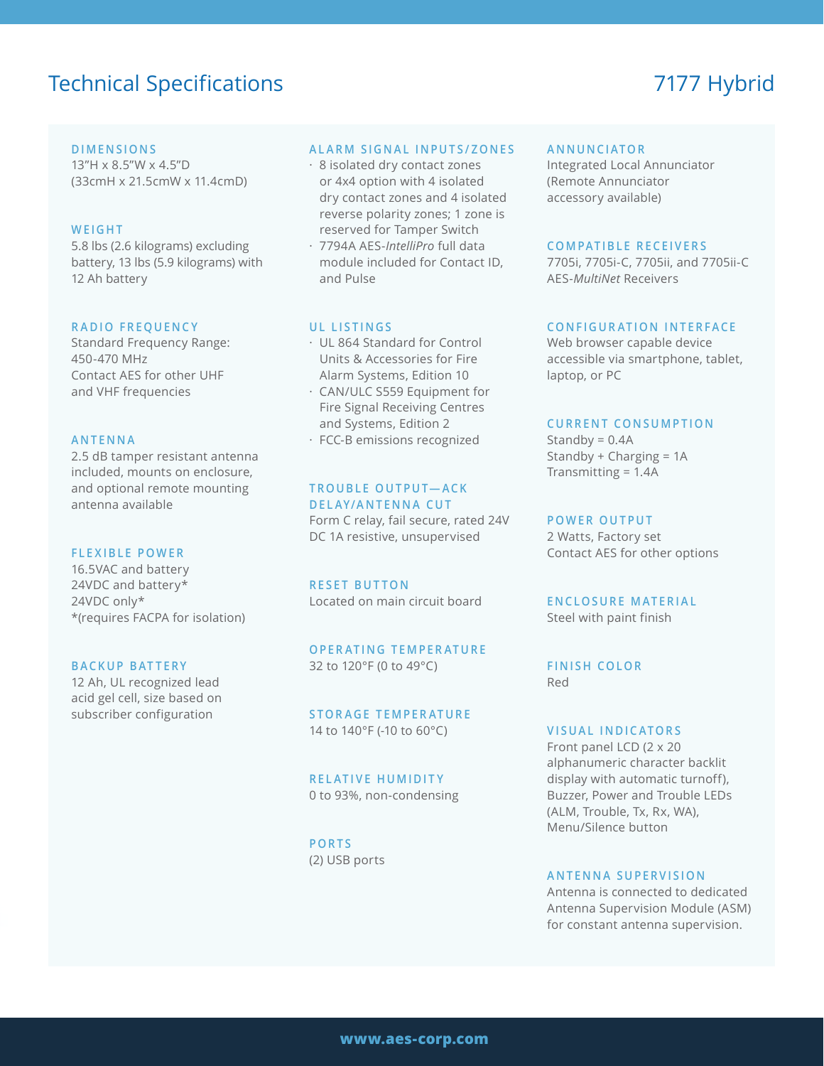# Technical Specifications

# 7177 Hybrid

### DIMENSIONS
13"H x 8.5"W x 4.5"D
(33cmH x 21.5cmW x 11.4cmD)

### WEIGHT
5.8 lbs (2.6 kilograms) excluding battery, 13 lbs (5.9 kilograms) with 12 Ah battery

### RADIO FREQUENCY
Standard Frequency Range: 450-470 MHz
Contact AES for other UHF and VHF frequencies

### ANTENNA
2.5 dB tamper resistant antenna included, mounts on enclosure, and optional remote mounting antenna available

### FLEXIBLE POWER
16.5VAC and battery
24VDC and battery*
24VDC only*
*(requires FACPA for isolation)

### BACKUP BATTERY
12 Ah, UL recognized lead acid gel cell, size based on subscriber configuration

### ALARM SIGNAL INPUTS/ZONES
- 8 isolated dry contact zones or 4x4 option with 4 isolated dry contact zones and 4 isolated reverse polarity zones; 1 zone is reserved for Tamper Switch
- 7794A AES-*IntelliPro* full data module included for Contact ID, and Pulse

### UL LISTINGS
- UL 864 Standard for Control Units & Accessories for Fire Alarm Systems, Edition 10
- CAN/ULC S559 Equipment for Fire Signal Receiving Centres and Systems, Edition 2
- FCC-B emissions recognized

### TROUBLE OUTPUT—ACK DELAY/ANTENNA CUT
Form C relay, fail secure, rated 24V DC 1A resistive, unsupervised

### RESET BUTTON
Located on main circuit board

### OPERATING TEMPERATURE
32 to 120°F (0 to 49°C)

### STORAGE TEMPERATURE
14 to 140°F (-10 to 60°C)

### RELATIVE HUMIDITY
0 to 93%, non-condensing

### PORTS
(2) USB ports

### ANNUNCIATOR
Integrated Local Annunciator (Remote Annunciator accessory available)

### COMPATIBLE RECEIVERS
7705i, 7705i-C, 7705ii, and 7705ii-C AES-*MultiNet* Receivers

### CONFIGURATION INTERFACE
Web browser capable device accessible via smartphone, tablet, laptop, or PC

### CURRENT CONSUMPTION
Standby = 0.4A
Standby + Charging = 1A
Transmitting = 1.4A

### POWER OUTPUT
2 Watts, Factory set
Contact AES for other options

### ENCLOSURE MATERIAL
Steel with paint finish

### FINISH COLOR
Red

### VISUAL INDICATORS
Front panel LCD (2 x 20 alphanumeric character backlit display with automatic turnoff), Buzzer, Power and Trouble LEDs (ALM, Trouble, Tx, Rx, WA), Menu/Silence button

### ANTENNA SUPERVISION
Antenna is connected to dedicated Antenna Supervision Module (ASM) for constant antenna supervision.

www.aes-corp.com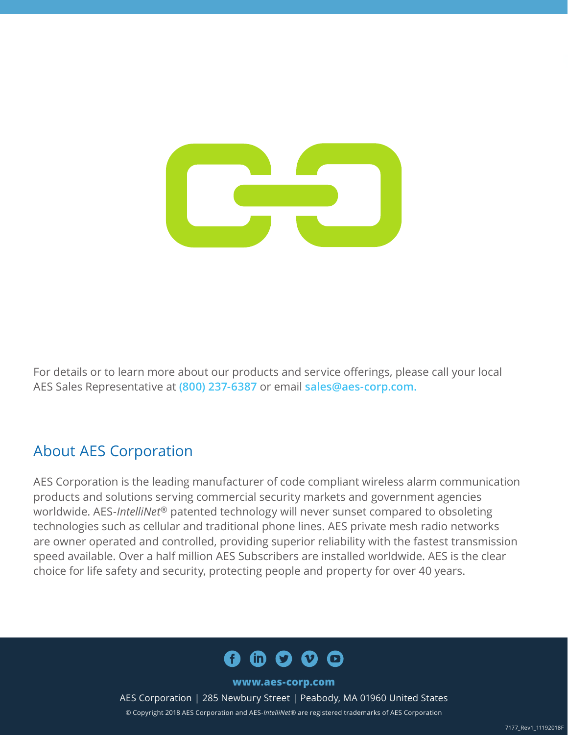For details or to learn more about our products and service offerings, please call your local AES Sales Representative at (800) 237-6387 or email sales@aes-corp.com.

## About AES Corporation

AES Corporation is the leading manufacturer of code compliant wireless alarm communication products and solutions serving commercial security markets and government agencies worldwide. AES-*IntelliNet*® patented technology will never sunset compared to obsoleting technologies such as cellular and traditional phone lines. AES private mesh radio networks are owner operated and controlled, providing superior reliability with the fastest transmission speed available. Over a half million AES Subscribers are installed worldwide. AES is the clear choice for life safety and security, protecting people and property for over 40 years.

**www.aes-corp.com**

AES Corporation | 285 Newbury Street | Peabody, MA 01960 United States

© Copyright 2018 AES Corporation and AES-*IntelliNet*® are registered trademarks of AES Corporation

7177_Rev1_11192018F